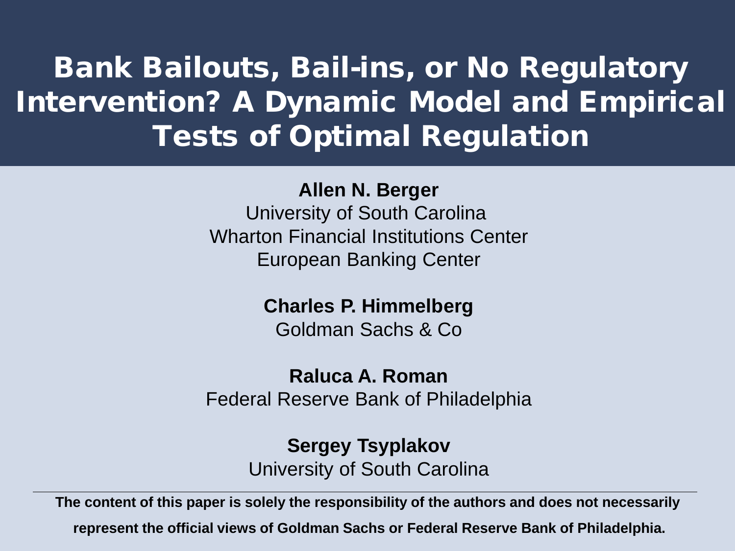# Bank Bailouts, Bail-ins, or No Regulatory Intervention? A Dynamic Model and Empirical Tests of Optimal Regulation

**Allen N. Berger**
University of South Carolina
Wharton Financial Institutions Center
European Banking Center

**Charles P. Himmelberg**
Goldman Sachs & Co

**Raluca A. Roman**
Federal Reserve Bank of Philadelphia

**Sergey Tsyplakov**
University of South Carolina

---

**The content of this paper is solely the responsibility of the authors and does not necessarily represent the official views of Goldman Sachs or Federal Reserve Bank of Philadelphia.**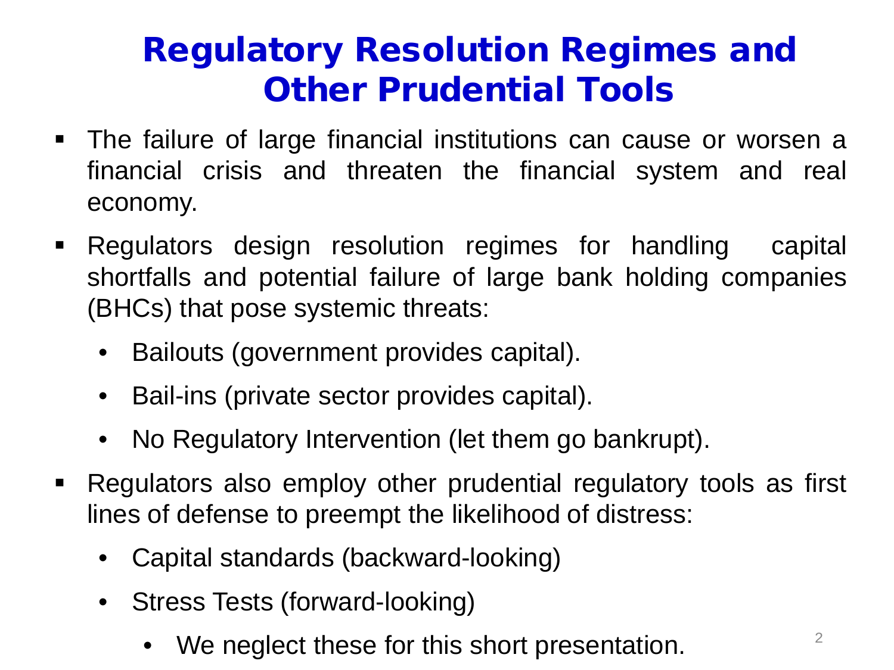# Regulatory Resolution Regimes and Other Prudential Tools

- The failure of large financial institutions can cause or worsen a financial crisis and threaten the financial system and real economy.
- Regulators design resolution regimes for handling capital shortfalls and potential failure of large bank holding companies (BHCs) that pose systemic threats:
  - Bailouts (government provides capital).
  - Bail-ins (private sector provides capital).
  - No Regulatory Intervention (let them go bankrupt).
- Regulators also employ other prudential regulatory tools as first lines of defense to preempt the likelihood of distress:
  - Capital standards (backward-looking)
  - Stress Tests (forward-looking)
    - We neglect these for this short presentation.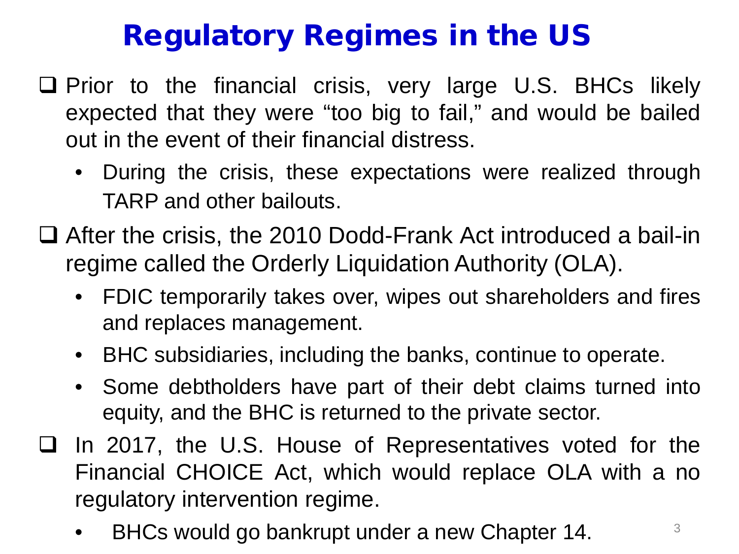# Regulatory Regimes in the US

- Prior to the financial crisis, very large U.S. BHCs likely expected that they were "too big to fail," and would be bailed out in the event of their financial distress.
  - During the crisis, these expectations were realized through TARP and other bailouts.
- After the crisis, the 2010 Dodd-Frank Act introduced a bail-in regime called the Orderly Liquidation Authority (OLA).
  - FDIC temporarily takes over, wipes out shareholders and fires and replaces management.
  - BHC subsidiaries, including the banks, continue to operate.
  - Some debtholders have part of their debt claims turned into equity, and the BHC is returned to the private sector.
- In 2017, the U.S. House of Representatives voted for the Financial CHOICE Act, which would replace OLA with a no regulatory intervention regime.
  - BHCs would go bankrupt under a new Chapter 14.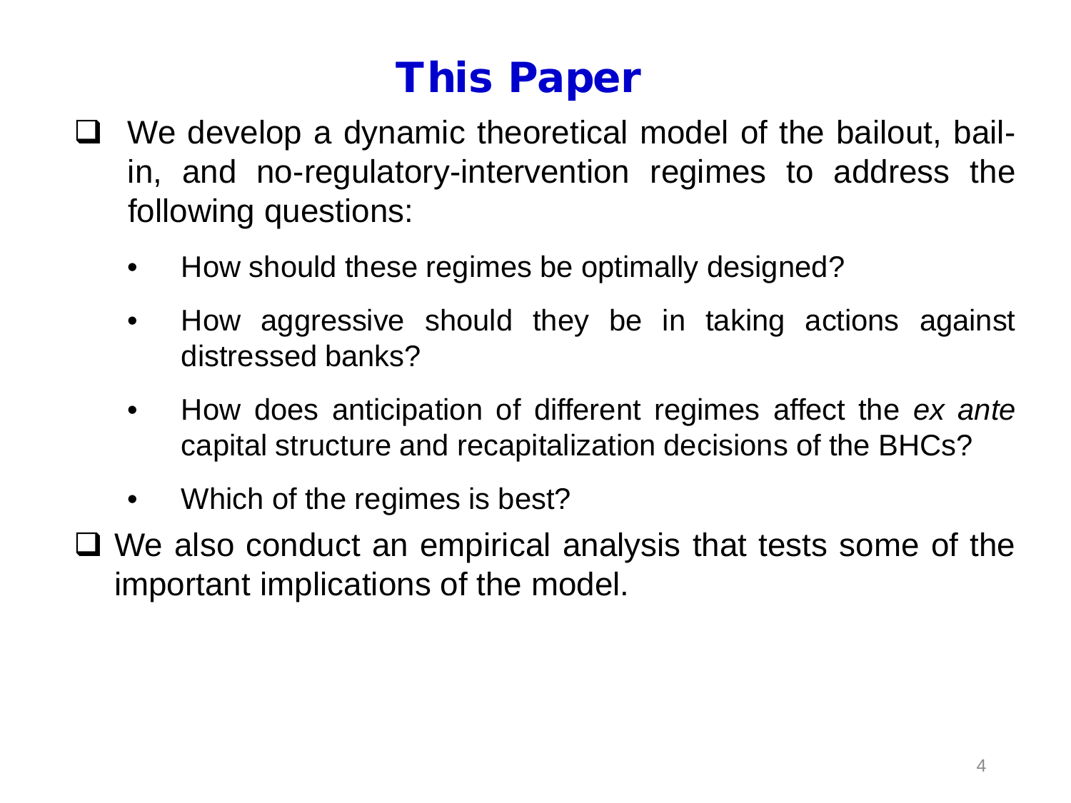# This Paper

- We develop a dynamic theoretical model of the bailout, bail-in, and no-regulatory-intervention regimes to address the following questions:
  - How should these regimes be optimally designed?
  - How aggressive should they be in taking actions against distressed banks?
  - How does anticipation of different regimes affect the *ex ante* capital structure and recapitalization decisions of the BHCs?
  - Which of the regimes is best?
- We also conduct an empirical analysis that tests some of the important implications of the model.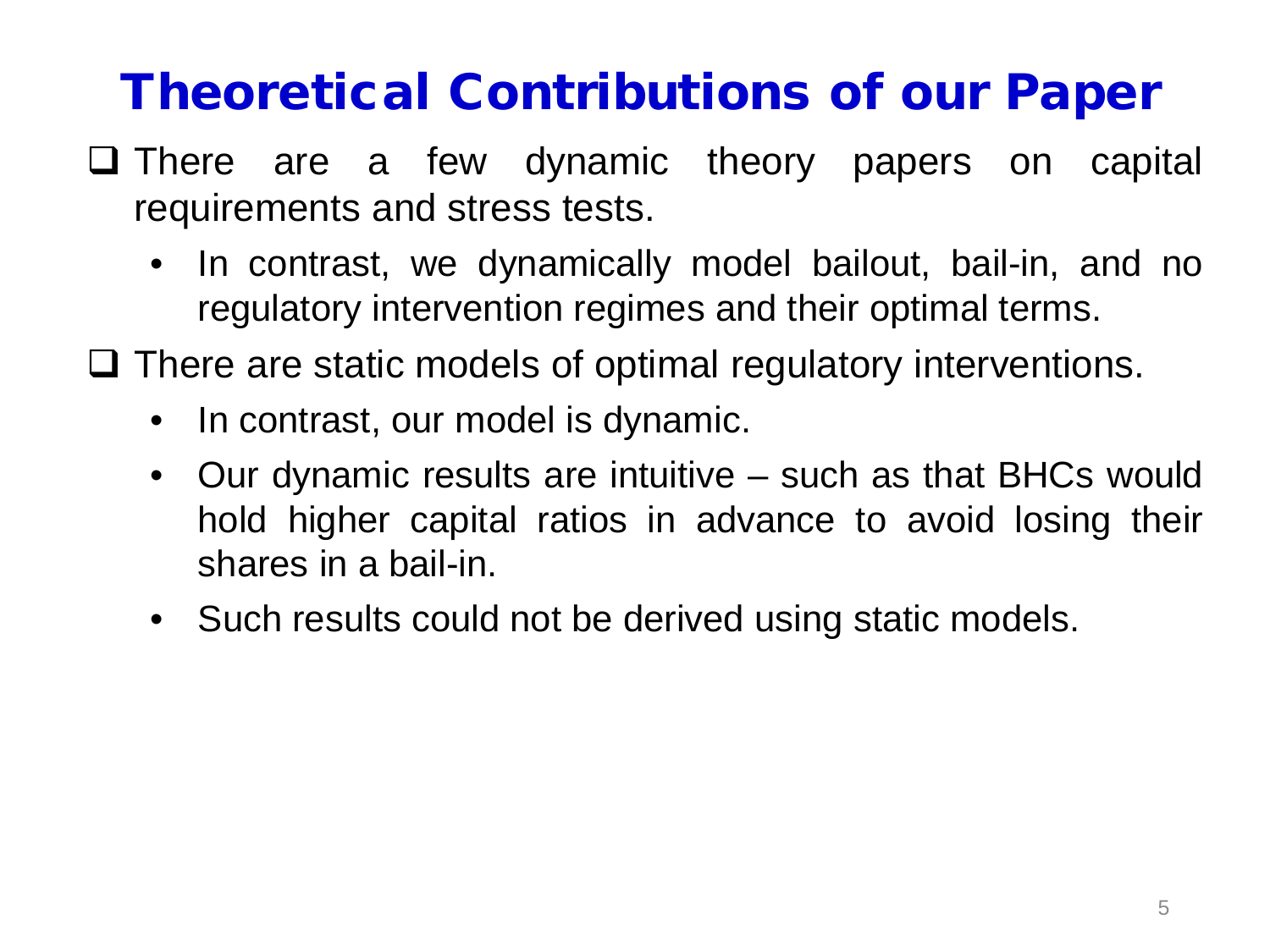# Theoretical Contributions of our Paper

- There are a few dynamic theory papers on capital requirements and stress tests.
  - In contrast, we dynamically model bailout, bail-in, and no regulatory intervention regimes and their optimal terms.
- There are static models of optimal regulatory interventions.
  - In contrast, our model is dynamic.
  - Our dynamic results are intuitive – such as that BHCs would hold higher capital ratios in advance to avoid losing their shares in a bail-in.
  - Such results could not be derived using static models.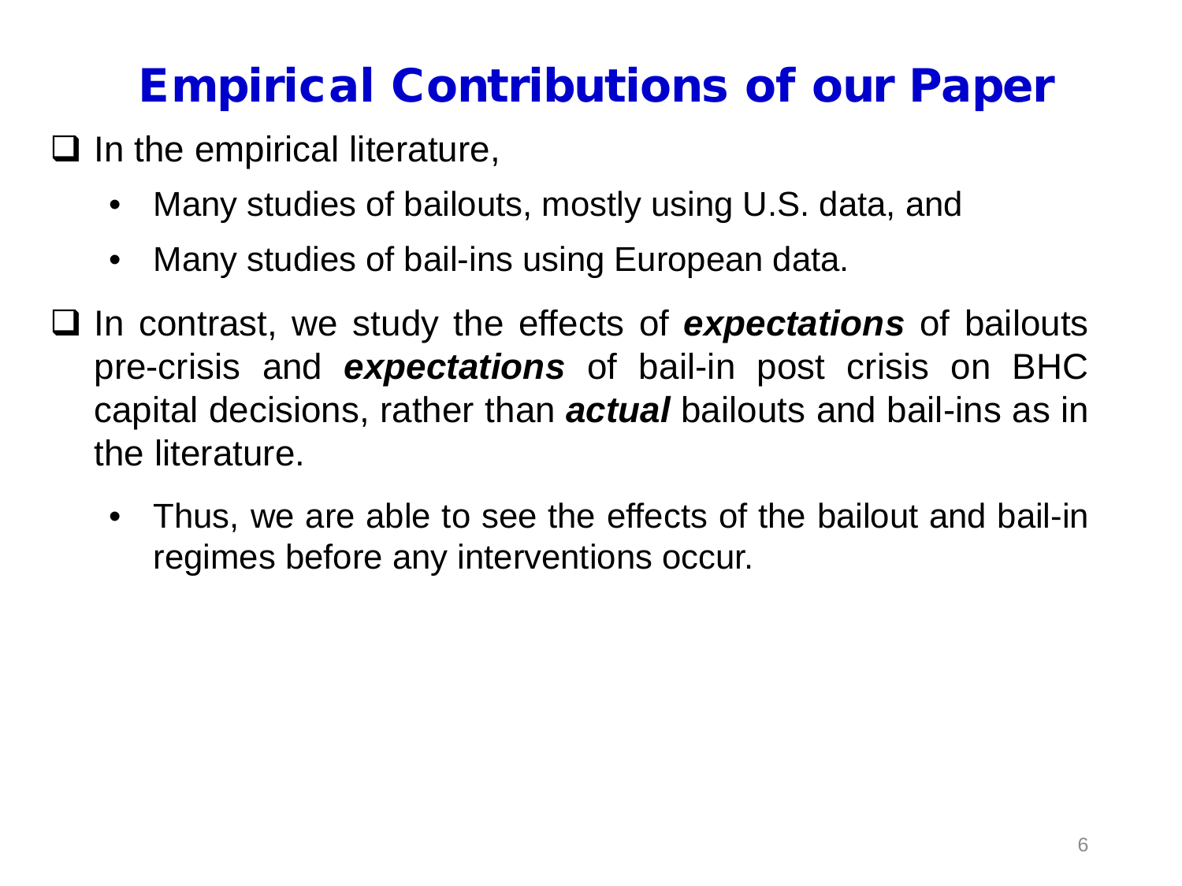# Empirical Contributions of our Paper

- In the empirical literature,
  - Many studies of bailouts, mostly using U.S. data, and
  - Many studies of bail-ins using European data.
- In contrast, we study the effects of ***expectations*** of bailouts pre-crisis and ***expectations*** of bail-in post crisis on BHC capital decisions, rather than ***actual*** bailouts and bail-ins as in the literature.
  - Thus, we are able to see the effects of the bailout and bail-in regimes before any interventions occur.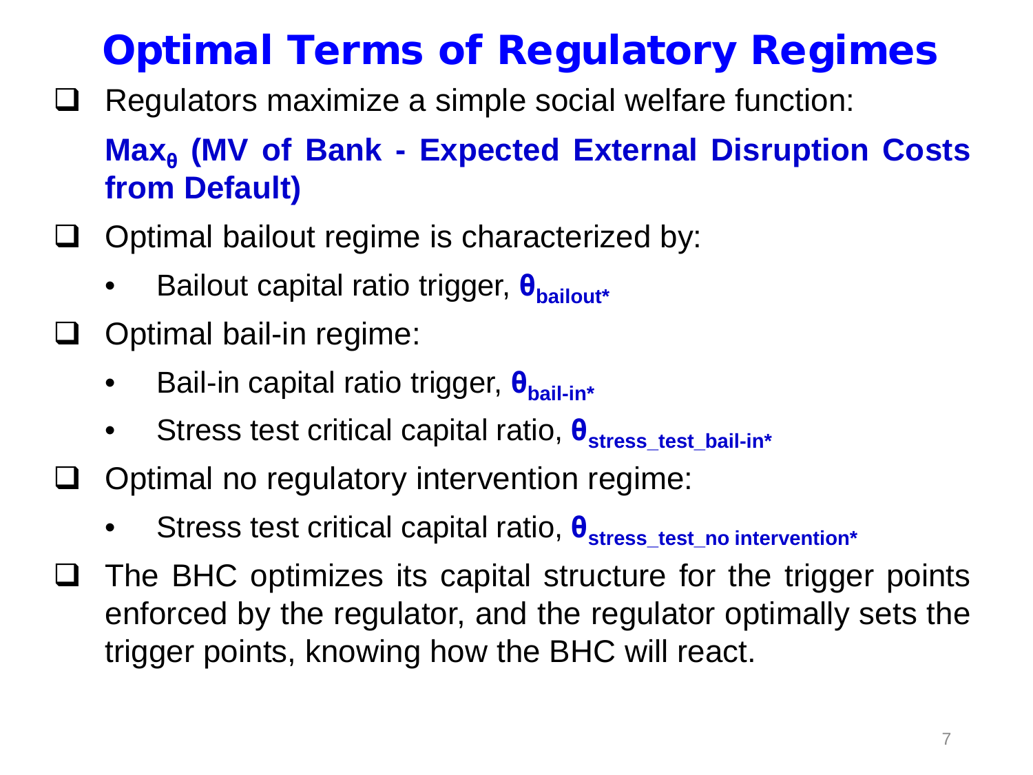# Optimal Terms of Regulatory Regimes

- Regulators maximize a simple social welfare function:

  **$\text{Max}_{\theta}$ (MV of Bank - Expected External Disruption Costs from Default)**

- Optimal bailout regime is characterized by:
  - Bailout capital ratio trigger, $\theta_{bailout*}$
- Optimal bail-in regime:
  - Bail-in capital ratio trigger, $\theta_{bail\text{-}in*}$
  - Stress test critical capital ratio, $\theta_{stress\_test\_bail\text{-}in*}$
- Optimal no regulatory intervention regime:
  - Stress test critical capital ratio, $\theta_{stress\_test\_no\ intervention*}$
- The BHC optimizes its capital structure for the trigger points enforced by the regulator, and the regulator optimally sets the trigger points, knowing how the BHC will react.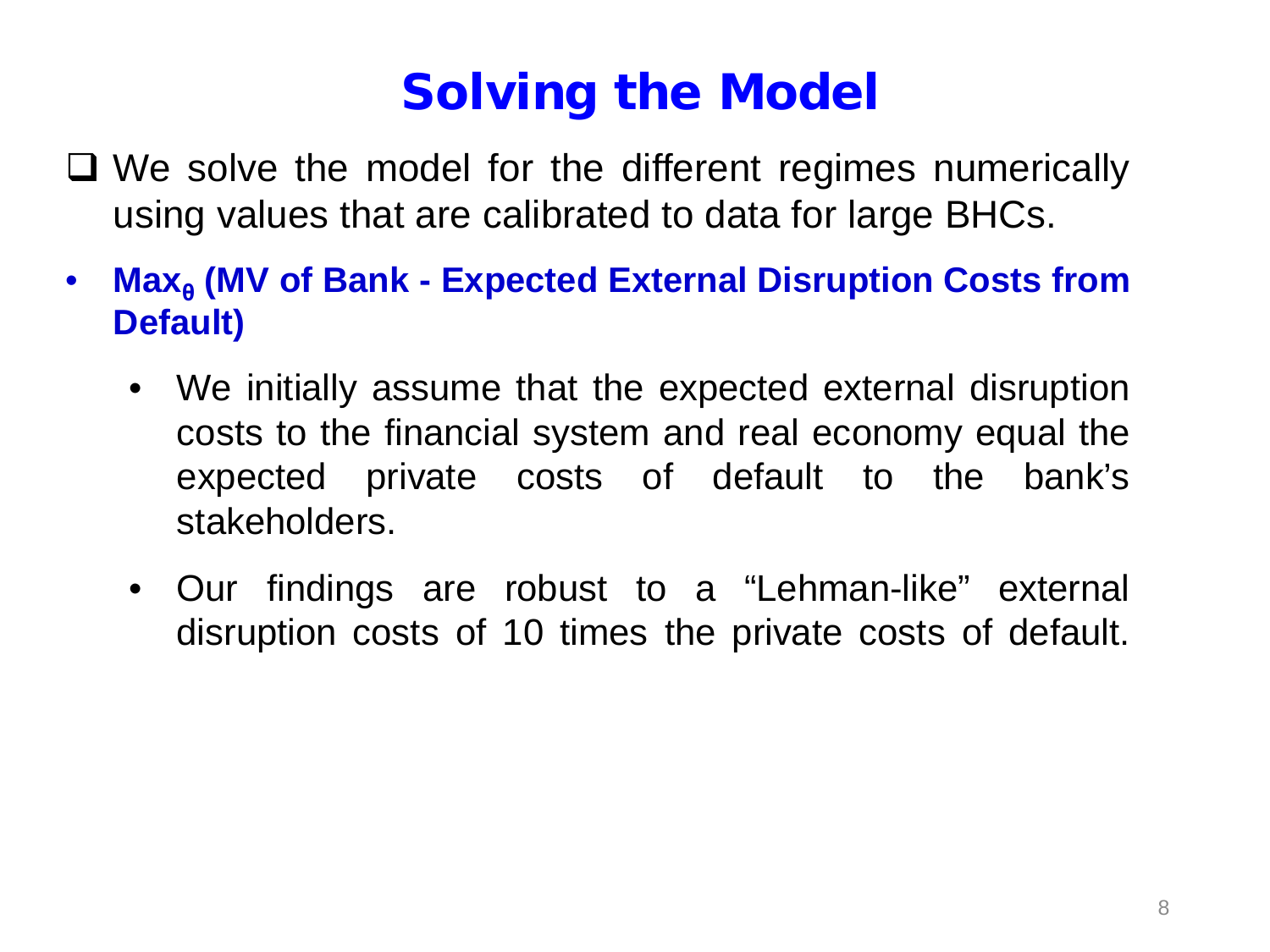# Solving the Model

- We solve the model for the different regimes numerically using values that are calibrated to data for large BHCs.

- **$\text{Max}_{\theta}$ (MV of Bank - Expected External Disruption Costs from Default)**
  - We initially assume that the expected external disruption costs to the financial system and real economy equal the expected private costs of default to the bank's stakeholders.
  - Our findings are robust to a "Lehman-like" external disruption costs of 10 times the private costs of default.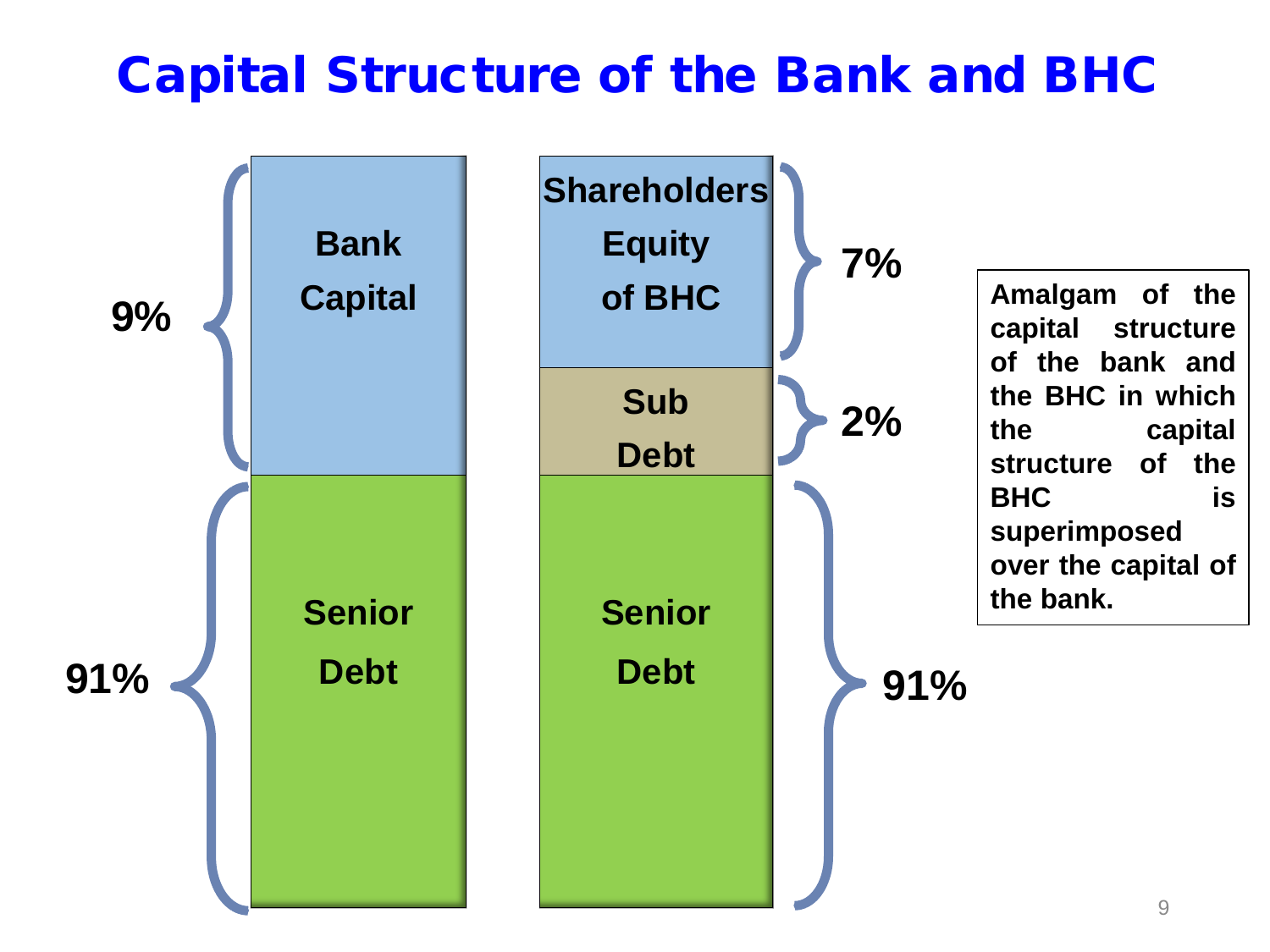# Capital Structure of the Bank and BHC

| Bank | | BHC | |
|---|---|---|---|
| 9% | Bank Capital | Shareholders Equity of BHC | 7% |
| | | Sub Debt | 2% |
| 91% | Senior Debt | Senior Debt | 91% |

**Amalgam of the capital structure of the bank and the BHC in which the capital structure of the BHC is superimposed over the capital of the bank.**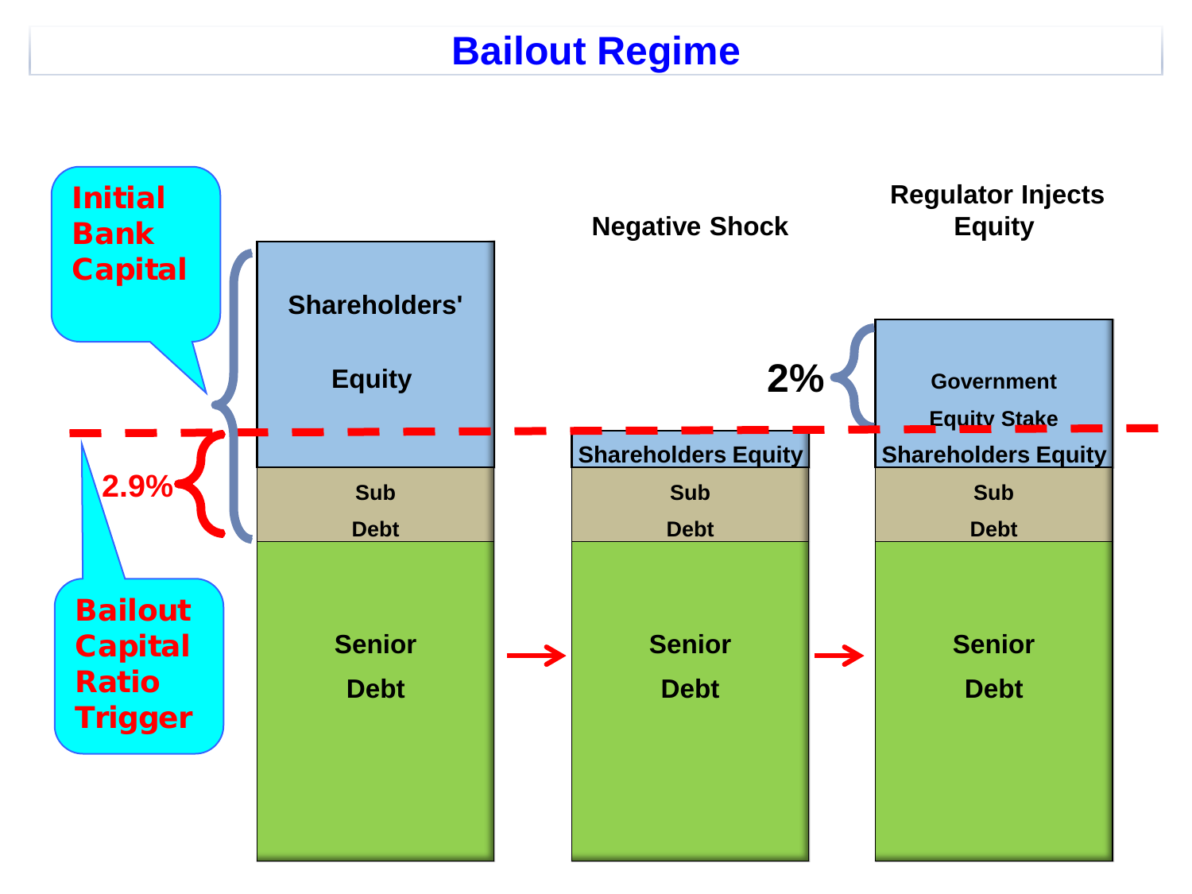# Bailout Regime

Initial Bank Capital

Bailout Capital Ratio Trigger

2.9%

| | Negative Shock | Regulator Injects Equity |
|---|---|---|
| Shareholders' Equity | | 2% Government Equity Stake |
| | Shareholders Equity | Shareholders Equity |
| Sub Debt | Sub Debt | Sub Debt |
| Senior Debt | Senior Debt | Senior Debt |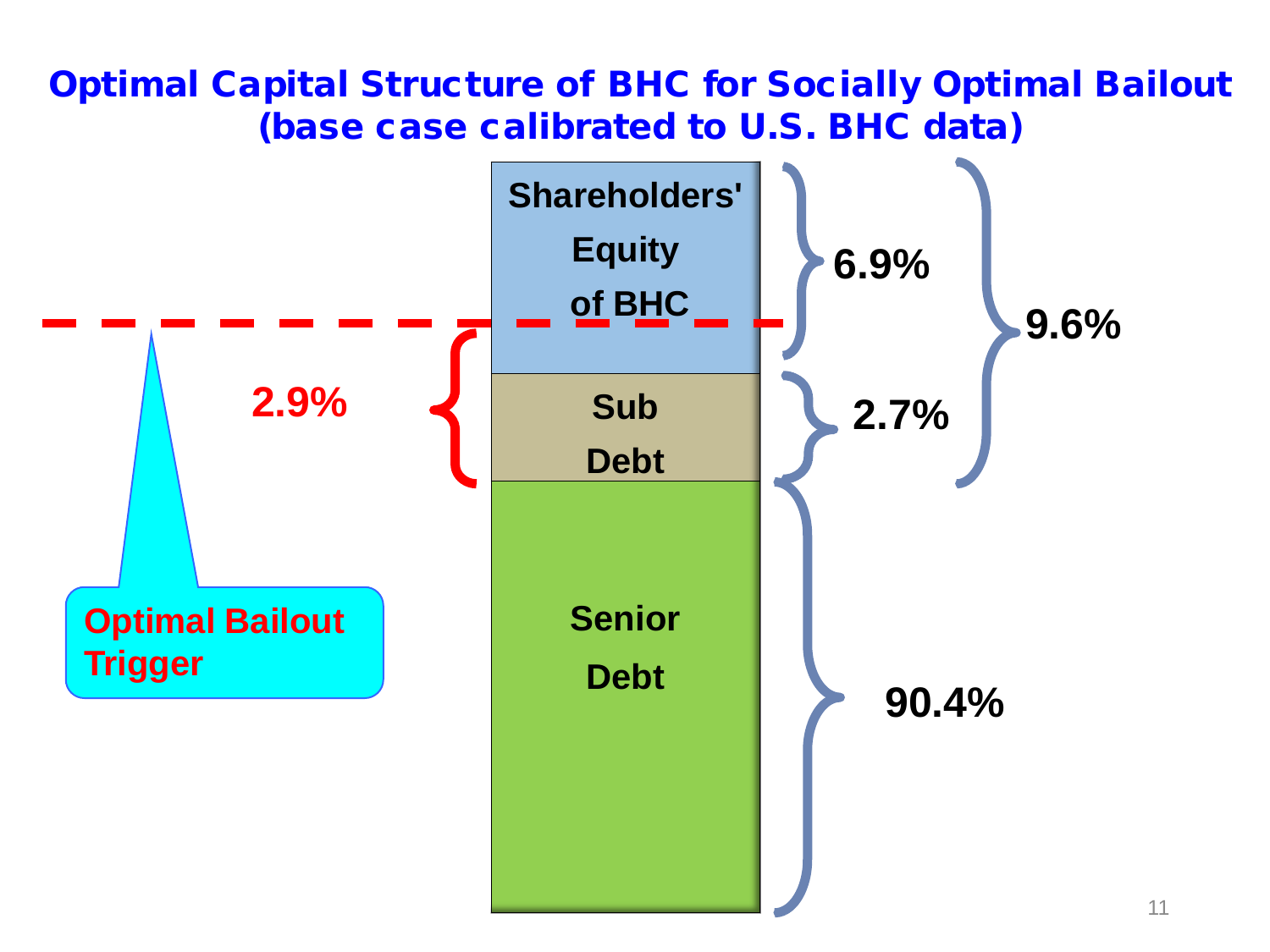# Optimal Capital Structure of BHC for Socially Optimal Bailout (base case calibrated to U.S. BHC data)

Shareholders' Equity of BHC — 6.9%

Sub Debt — 2.7%

Senior Debt — 90.4%

9.6%

2.9%

Optimal Bailout Trigger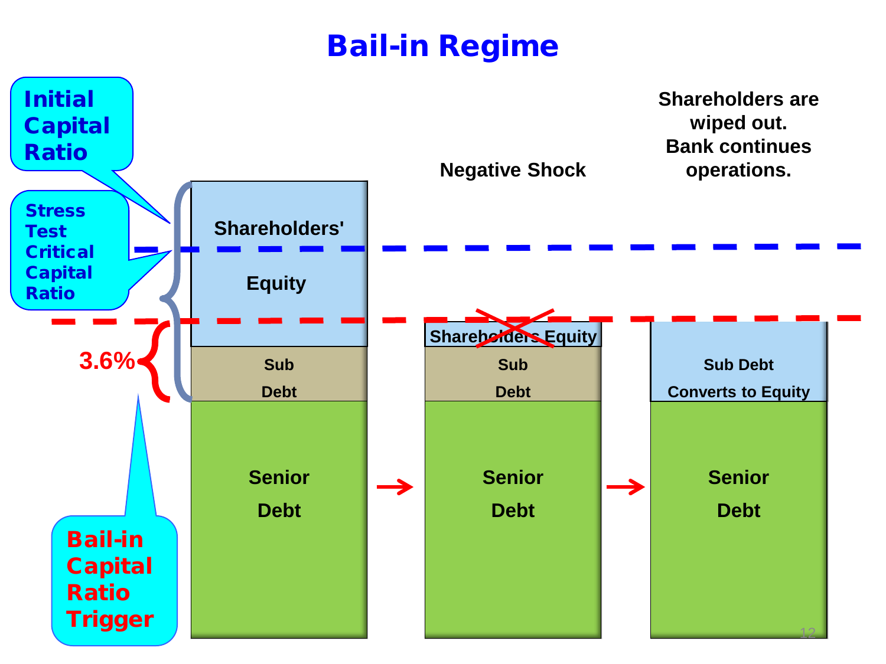# Bail-in Regime

Initial Capital Ratio

Stress Test Critical Capital Ratio

Bail-in Capital Ratio Trigger

3.6%

Shareholders' Equity

Sub Debt

Senior Debt

Negative Shock

Shareholders Equity

Sub Debt

Senior Debt

Shareholders are wiped out. Bank continues operations.

Sub Debt Converts to Equity

Senior Debt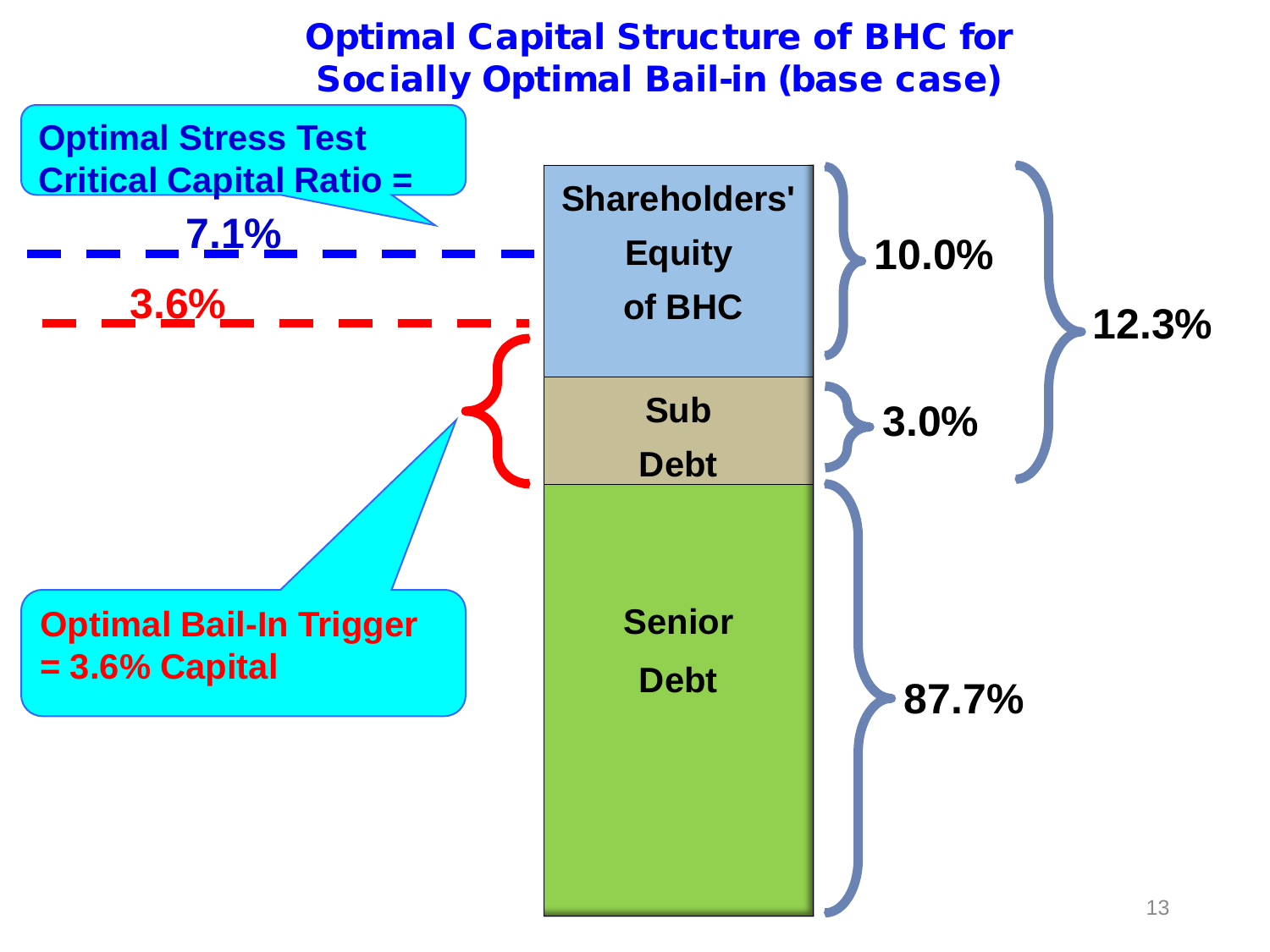# Optimal Capital Structure of BHC for Socially Optimal Bail-in (base case)

**Optimal Stress Test Critical Capital Ratio = 7.1%**

**Optimal Bail-In Trigger = 3.6% Capital**

| Component | Share |
| --- | --- |
| Shareholders' Equity of BHC | 10.0% |
| Sub Debt | 3.0% |
| Equity + Sub Debt | 12.3% |
| Senior Debt | 87.7% |

Optimal Stress Test Critical Capital Ratio: 7.1%

Optimal Bail-In Trigger: 3.6%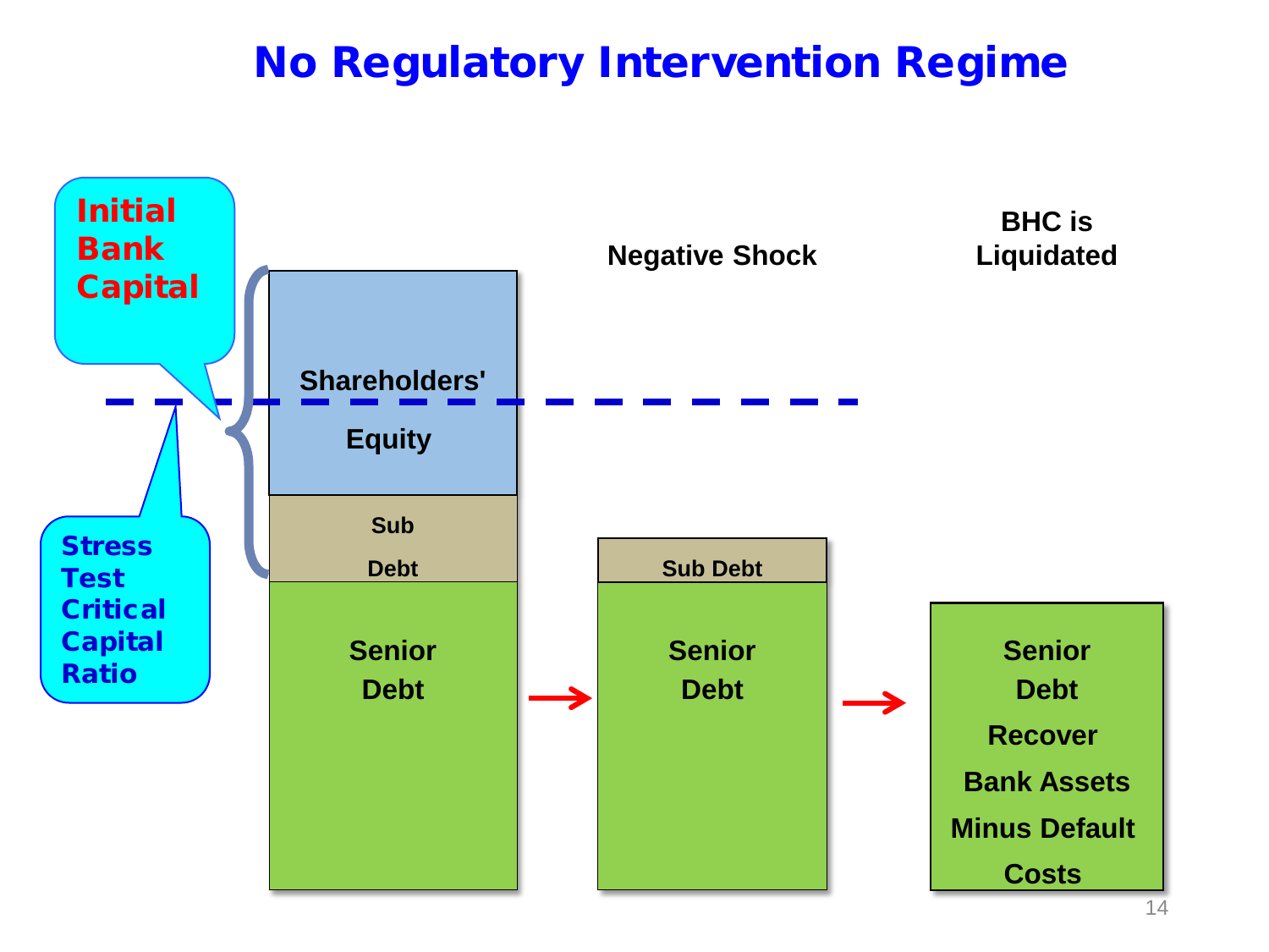# No Regulatory Intervention Regime

Initial Bank Capital

Stress Test Critical Capital Ratio

Shareholders' Equity

Sub Debt

Senior Debt

Negative Shock

Sub Debt

Senior Debt

BHC is Liquidated

Senior Debt Recover Bank Assets Minus Default Costs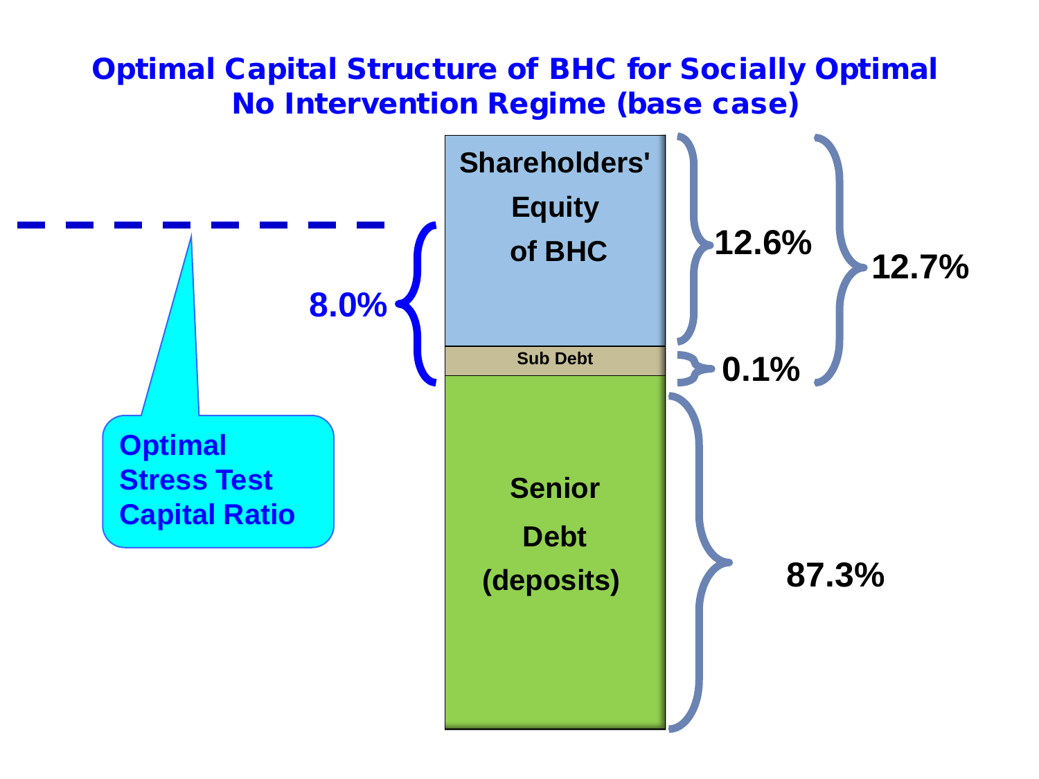# Optimal Capital Structure of BHC for Socially Optimal No Intervention Regime (base case)

Shareholders' Equity of BHC

Sub Debt

Senior Debt (deposits)

12.6%

0.1%

12.7%

87.3%

8.0%

Optimal Stress Test Capital Ratio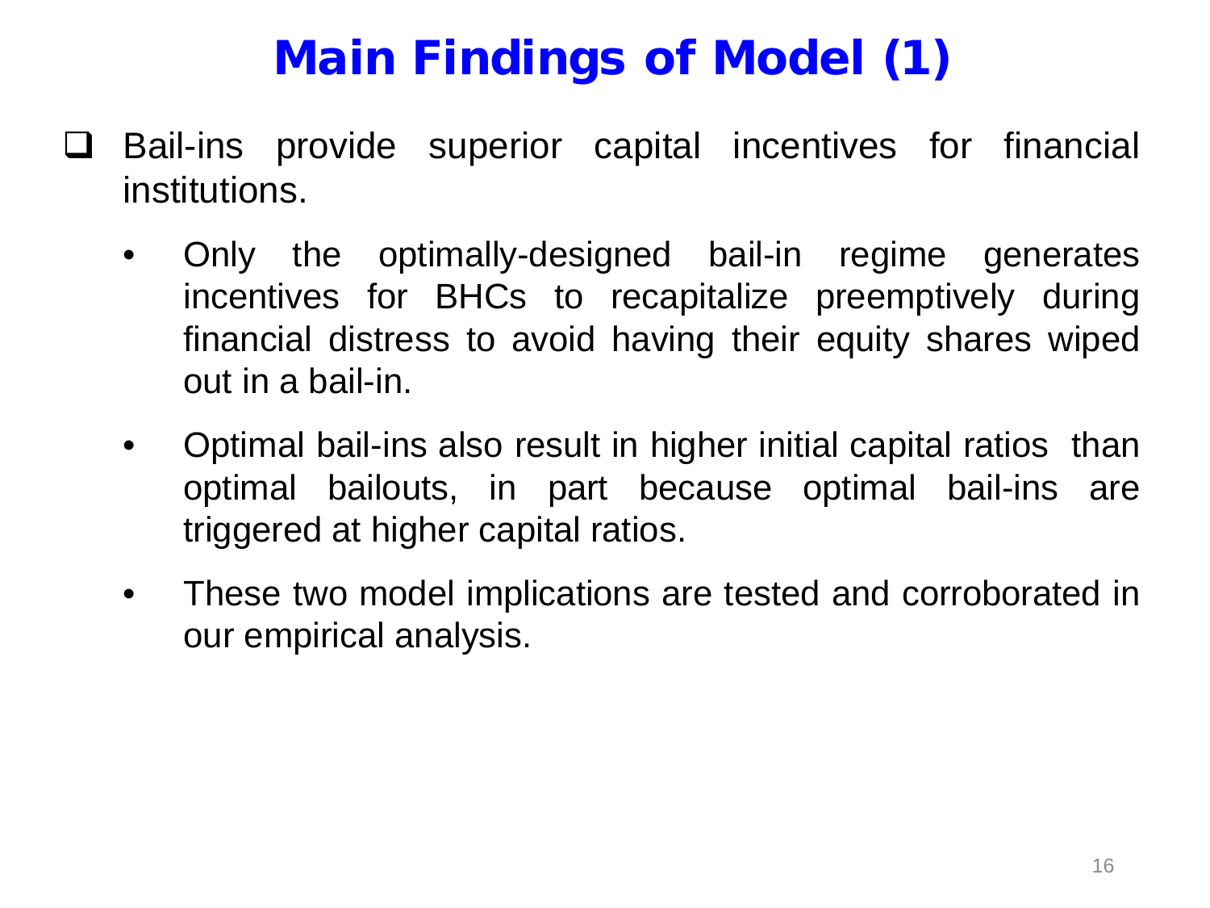# Main Findings of Model (1)

- Bail-ins provide superior capital incentives for financial institutions.
  - Only the optimally-designed bail-in regime generates incentives for BHCs to recapitalize preemptively during financial distress to avoid having their equity shares wiped out in a bail-in.
  - Optimal bail-ins also result in higher initial capital ratios than optimal bailouts, in part because optimal bail-ins are triggered at higher capital ratios.
  - These two model implications are tested and corroborated in our empirical analysis.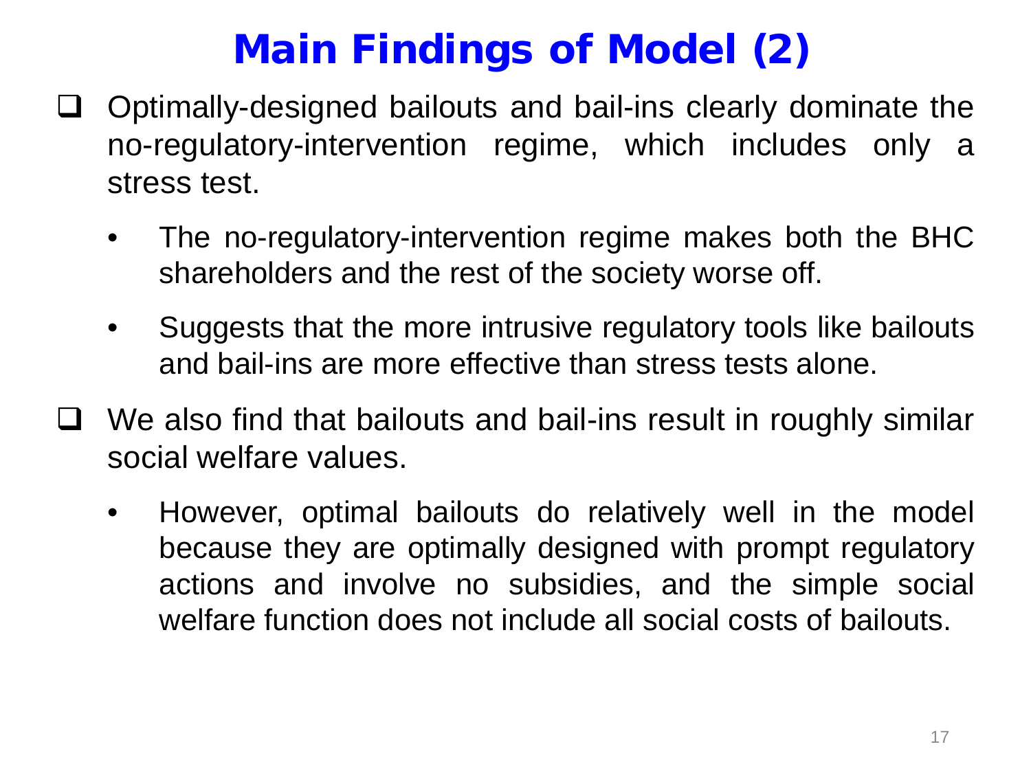# Main Findings of Model (2)

- Optimally-designed bailouts and bail-ins clearly dominate the no-regulatory-intervention regime, which includes only a stress test.
  - The no-regulatory-intervention regime makes both the BHC shareholders and the rest of the society worse off.
  - Suggests that the more intrusive regulatory tools like bailouts and bail-ins are more effective than stress tests alone.
- We also find that bailouts and bail-ins result in roughly similar social welfare values.
  - However, optimal bailouts do relatively well in the model because they are optimally designed with prompt regulatory actions and involve no subsidies, and the simple social welfare function does not include all social costs of bailouts.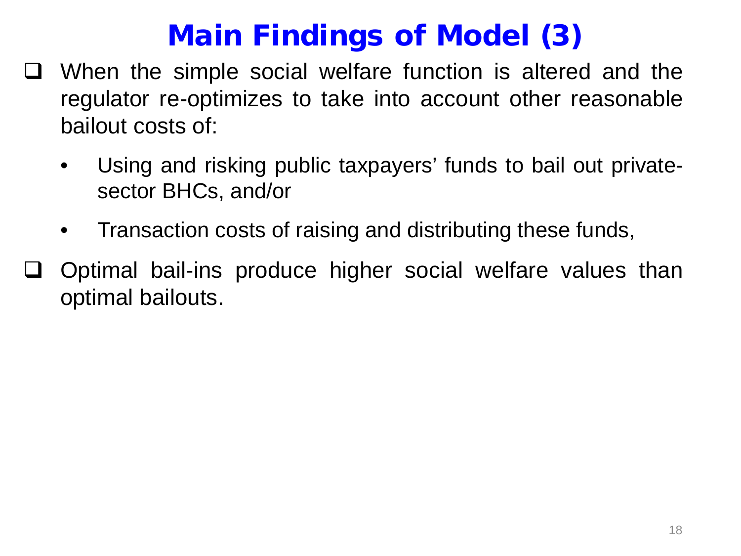# Main Findings of Model (3)

- When the simple social welfare function is altered and the regulator re-optimizes to take into account other reasonable bailout costs of:
    - Using and risking public taxpayers' funds to bail out private-sector BHCs, and/or
    - Transaction costs of raising and distributing these funds,
- Optimal bail-ins produce higher social welfare values than optimal bailouts.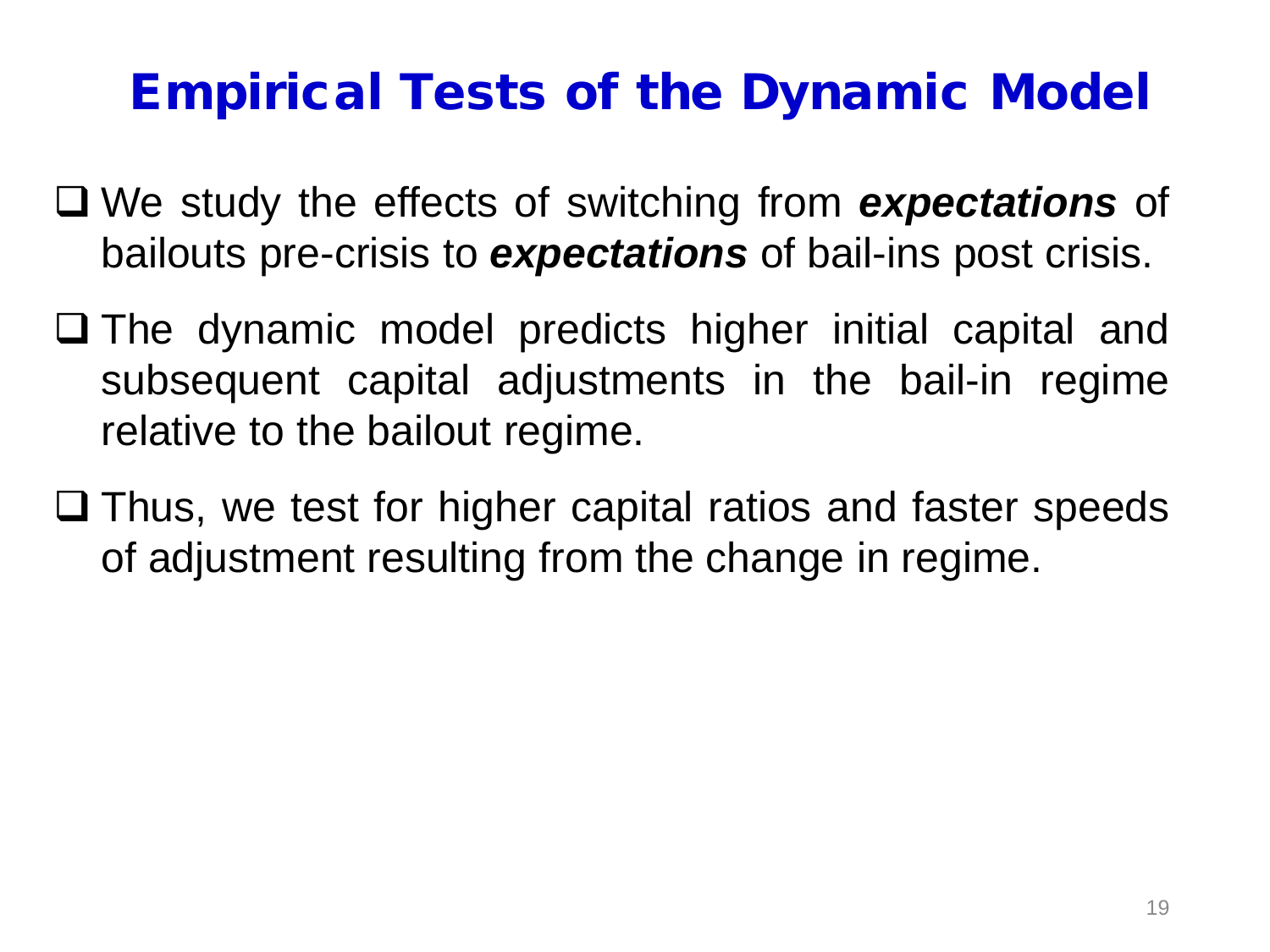# Empirical Tests of the Dynamic Model

- We study the effects of switching from ***expectations*** of bailouts pre-crisis to ***expectations*** of bail-ins post crisis.
- The dynamic model predicts higher initial capital and subsequent capital adjustments in the bail-in regime relative to the bailout regime.
- Thus, we test for higher capital ratios and faster speeds of adjustment resulting from the change in regime.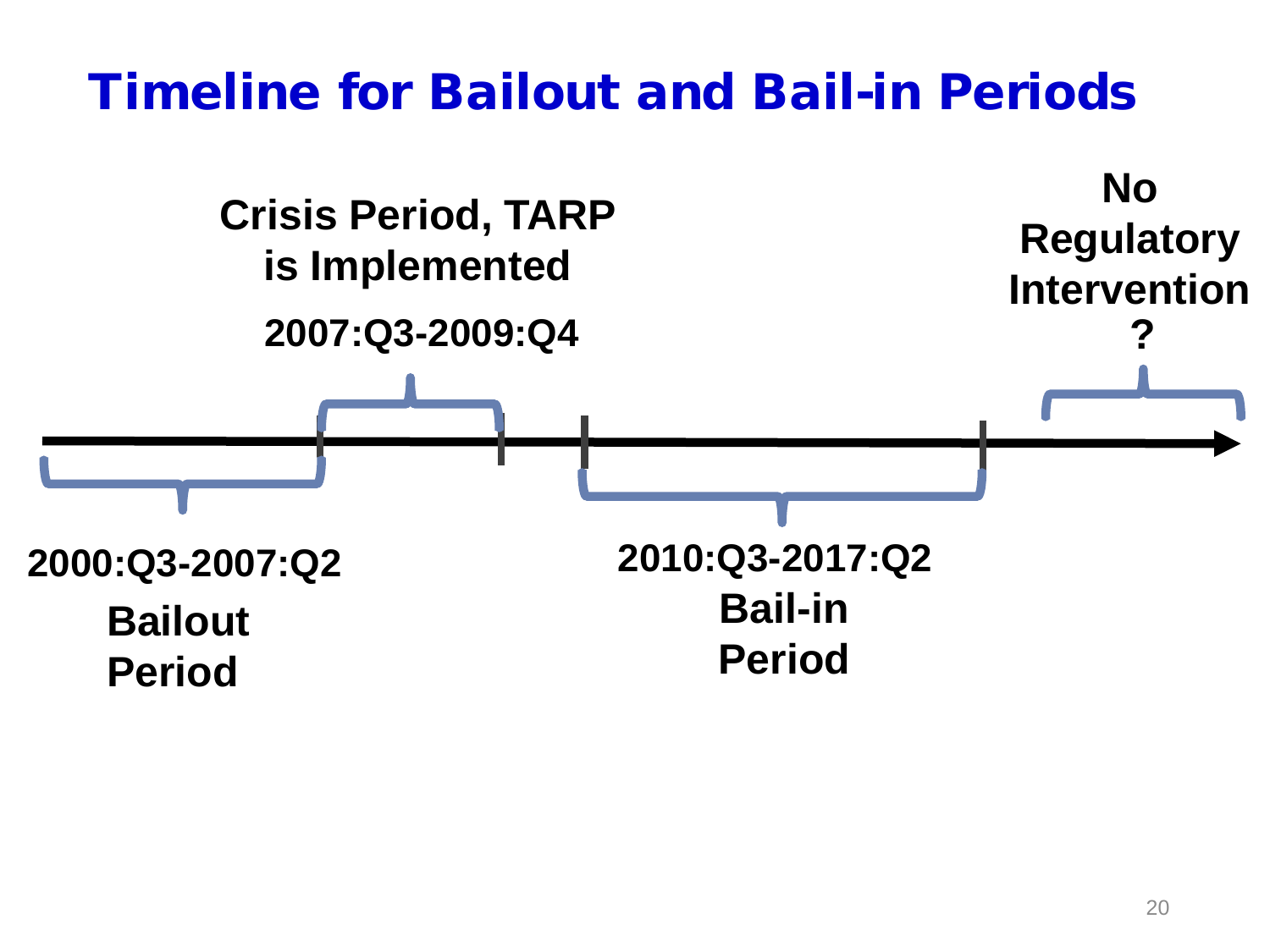# Timeline for Bailout and Bail-in Periods

**Crisis Period, TARP is Implemented**

**2007:Q3-2009:Q4**

**No Regulatory Intervention ?**

**2000:Q3-2007:Q2**

**Bailout Period**

**2010:Q3-2017:Q2**

**Bail-in Period**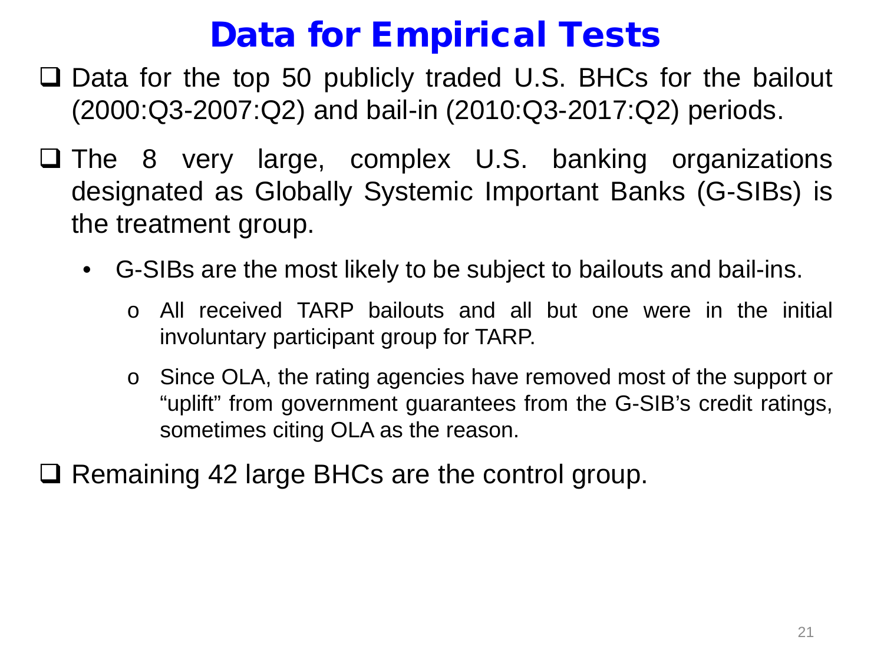# Data for Empirical Tests

- Data for the top 50 publicly traded U.S. BHCs for the bailout (2000:Q3-2007:Q2) and bail-in (2010:Q3-2017:Q2) periods.
- The 8 very large, complex U.S. banking organizations designated as Globally Systemic Important Banks (G-SIBs) is the treatment group.
  - G-SIBs are the most likely to be subject to bailouts and bail-ins.
    - All received TARP bailouts and all but one were in the initial involuntary participant group for TARP.
    - Since OLA, the rating agencies have removed most of the support or "uplift" from government guarantees from the G-SIB's credit ratings, sometimes citing OLA as the reason.
- Remaining 42 large BHCs are the control group.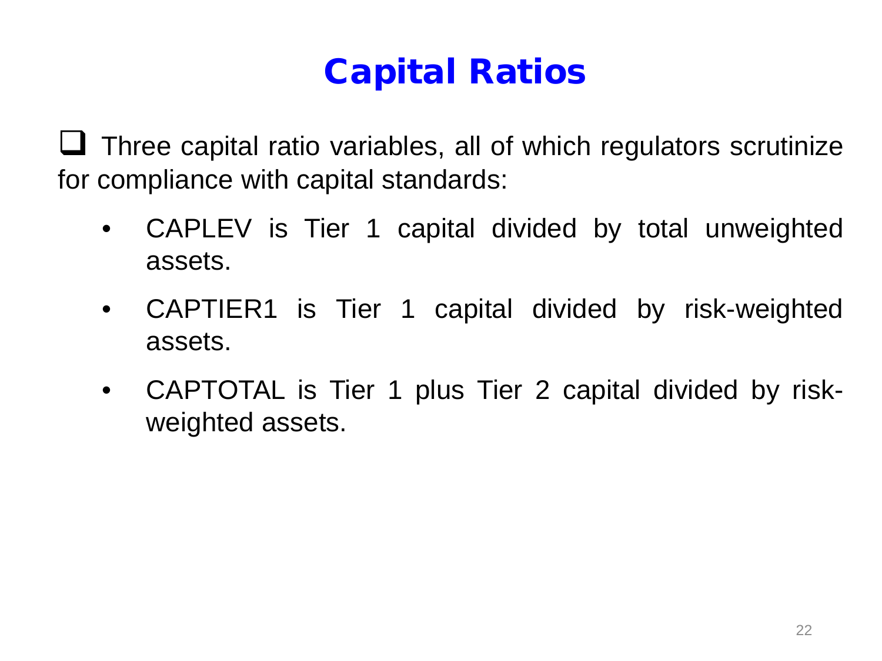# Capital Ratios

- Three capital ratio variables, all of which regulators scrutinize for compliance with capital standards:
  - CAPLEV is Tier 1 capital divided by total unweighted assets.
  - CAPTIER1 is Tier 1 capital divided by risk-weighted assets.
  - CAPTOTAL is Tier 1 plus Tier 2 capital divided by risk-weighted assets.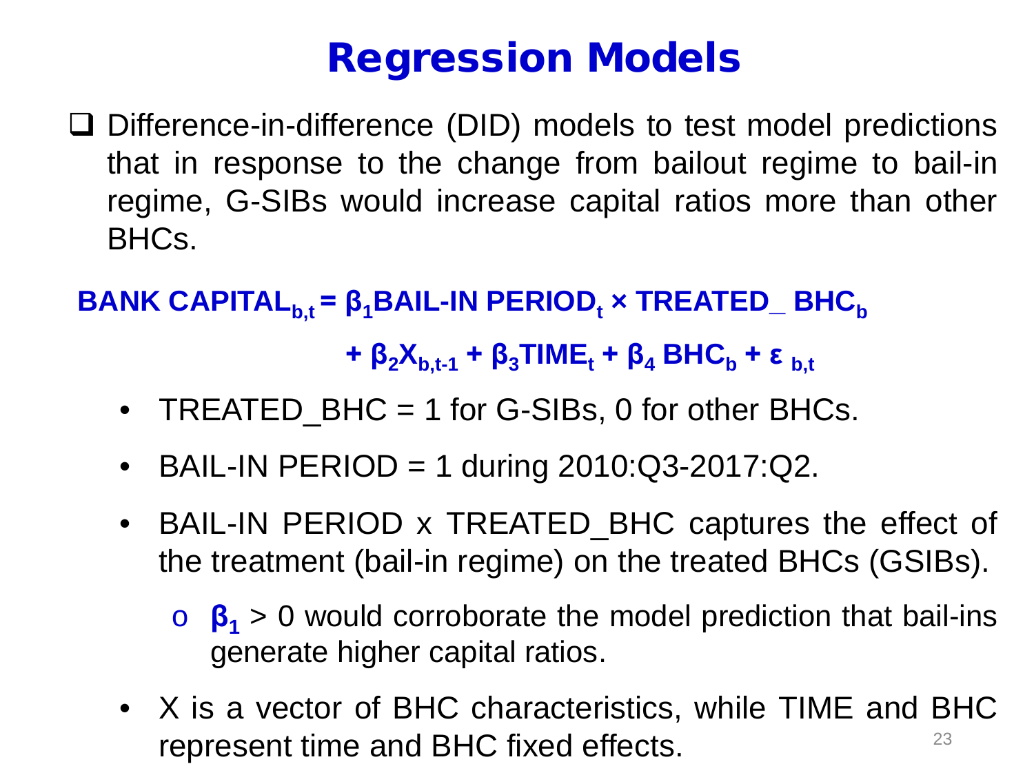# Regression Models

- Difference-in-difference (DID) models to test model predictions that in response to the change from bailout regime to bail-in regime, G-SIBs would increase capital ratios more than other BHCs.

$$\textbf{BANK CAPITAL}_{b,t} = \beta_1 \textbf{BAIL-IN PERIOD}_t \times \textbf{TREATED\_ BHC}_b + \beta_2 X_{b,t-1} + \beta_3 \textbf{TIME}_t + \beta_4 \textbf{BHC}_b + \varepsilon_{b,t}$$

- TREATED_BHC = 1 for G-SIBs, 0 for other BHCs.
- BAIL-IN PERIOD = 1 during 2010:Q3-2017:Q2.
- BAIL-IN PERIOD x TREATED_BHC captures the effect of the treatment (bail-in regime) on the treated BHCs (GSIBs).
  - $\beta_1 > 0$ would corroborate the model prediction that bail-ins generate higher capital ratios.
- X is a vector of BHC characteristics, while TIME and BHC represent time and BHC fixed effects.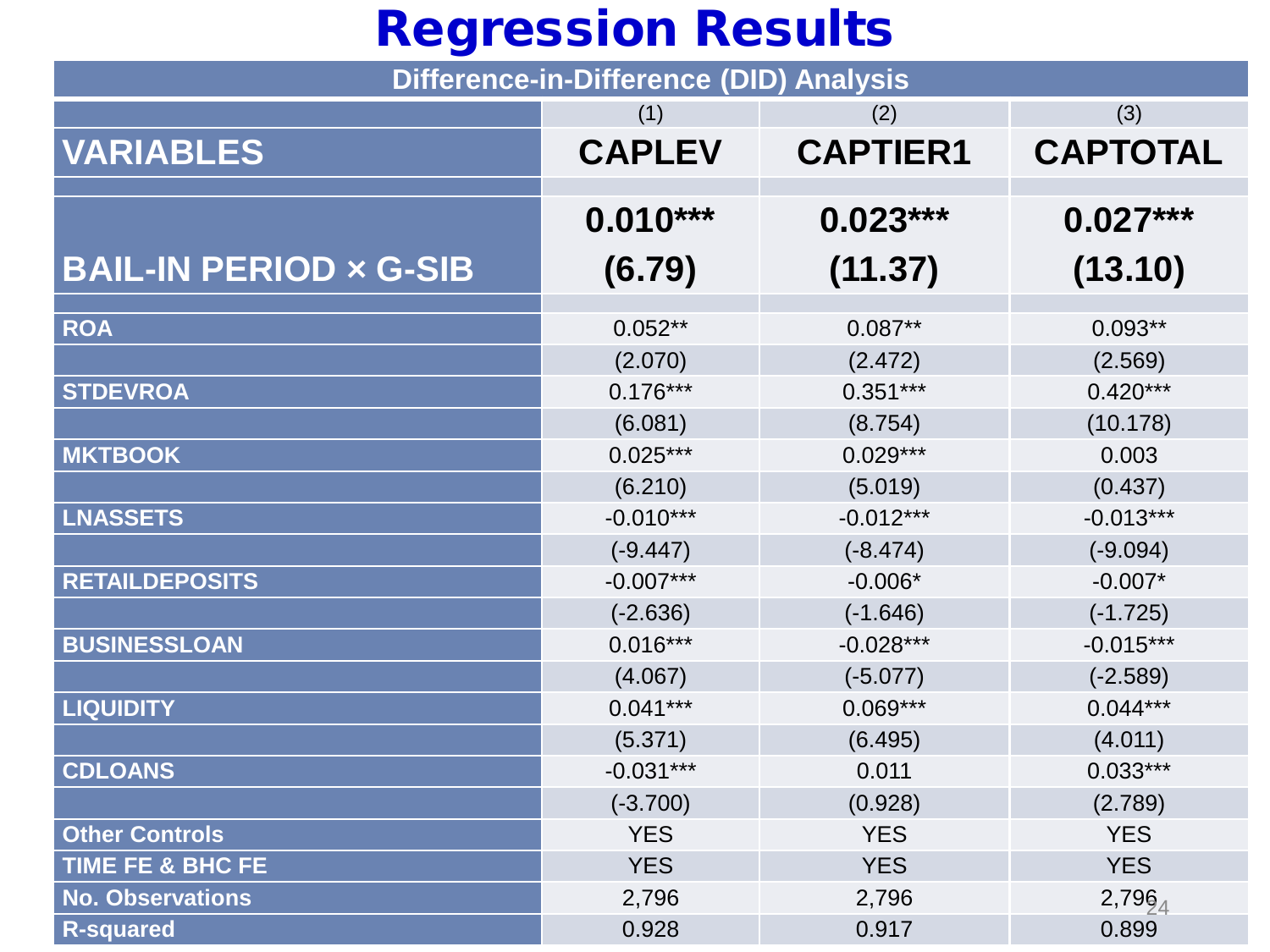# Regression Results

| Difference-in-Difference (DID) Analysis | | | |
|---|---|---|---|
| | (1) | (2) | (3) |
| **VARIABLES** | **CAPLEV** | **CAPTIER1** | **CAPTOTAL** |
| **BAIL-IN PERIOD × G-SIB** | **0.010*****<br>**(6.79)** | **0.023*****<br>**(11.37)** | **0.027*****<br>**(13.10)** |
| **ROA** | 0.052** | 0.087** | 0.093** |
| | (2.070) | (2.472) | (2.569) |
| **STDEVROA** | 0.176*** | 0.351*** | 0.420*** |
| | (6.081) | (8.754) | (10.178) |
| **MKTBOOK** | 0.025*** | 0.029*** | 0.003 |
| | (6.210) | (5.019) | (0.437) |
| **LNASSETS** | -0.010*** | -0.012*** | -0.013*** |
| | (-9.447) | (-8.474) | (-9.094) |
| **RETAILDEPOSITS** | -0.007*** | -0.006* | -0.007* |
| | (-2.636) | (-1.646) | (-1.725) |
| **BUSINESSLOAN** | 0.016*** | -0.028*** | -0.015*** |
| | (4.067) | (-5.077) | (-2.589) |
| **LIQUIDITY** | 0.041*** | 0.069*** | 0.044*** |
| | (5.371) | (6.495) | (4.011) |
| **CDLOANS** | -0.031*** | 0.011 | 0.033*** |
| | (-3.700) | (0.928) | (2.789) |
| **Other Controls** | YES | YES | YES |
| **TIME FE & BHC FE** | YES | YES | YES |
| **No. Observations** | 2,796 | 2,796 | 2,796 |
| **R-squared** | 0.928 | 0.917 | 0.899 |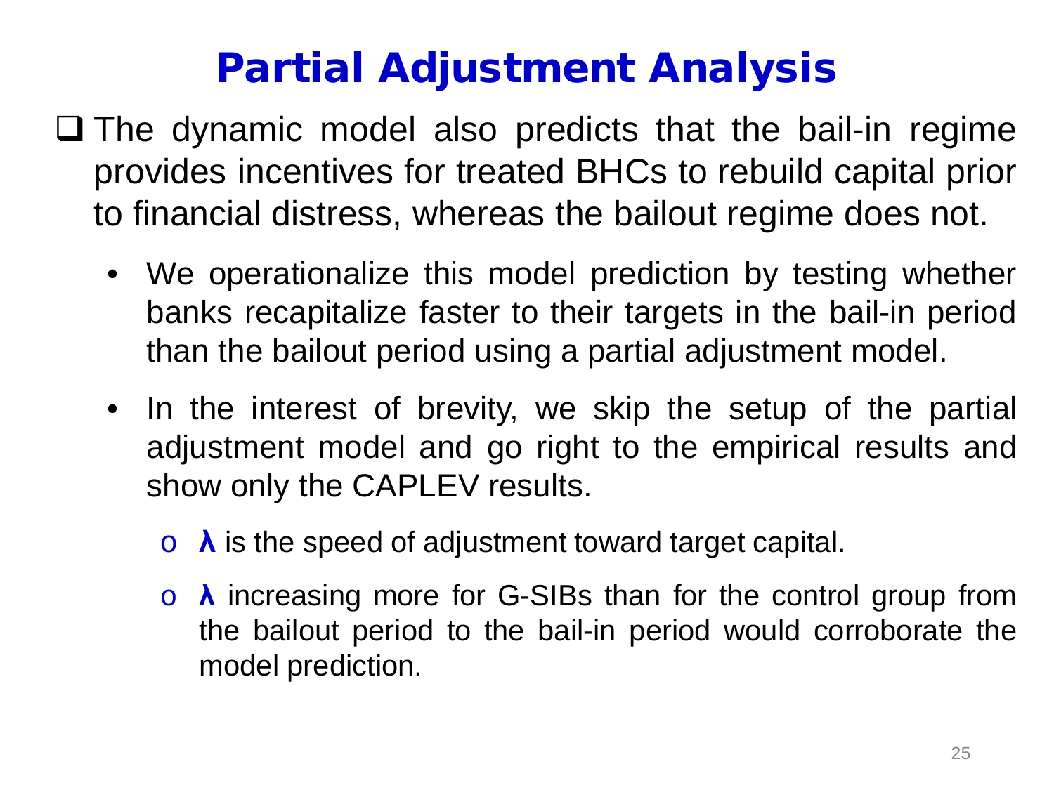# Partial Adjustment Analysis

- The dynamic model also predicts that the bail-in regime provides incentives for treated BHCs to rebuild capital prior to financial distress, whereas the bailout regime does not.
  - We operationalize this model prediction by testing whether banks recapitalize faster to their targets in the bail-in period than the bailout period using a partial adjustment model.
  - In the interest of brevity, we skip the setup of the partial adjustment model and go right to the empirical results and show only the CAPLEV results.
    - **$\lambda$** is the speed of adjustment toward target capital.
    - **$\lambda$** increasing more for G-SIBs than for the control group from the bailout period to the bail-in period would corroborate the model prediction.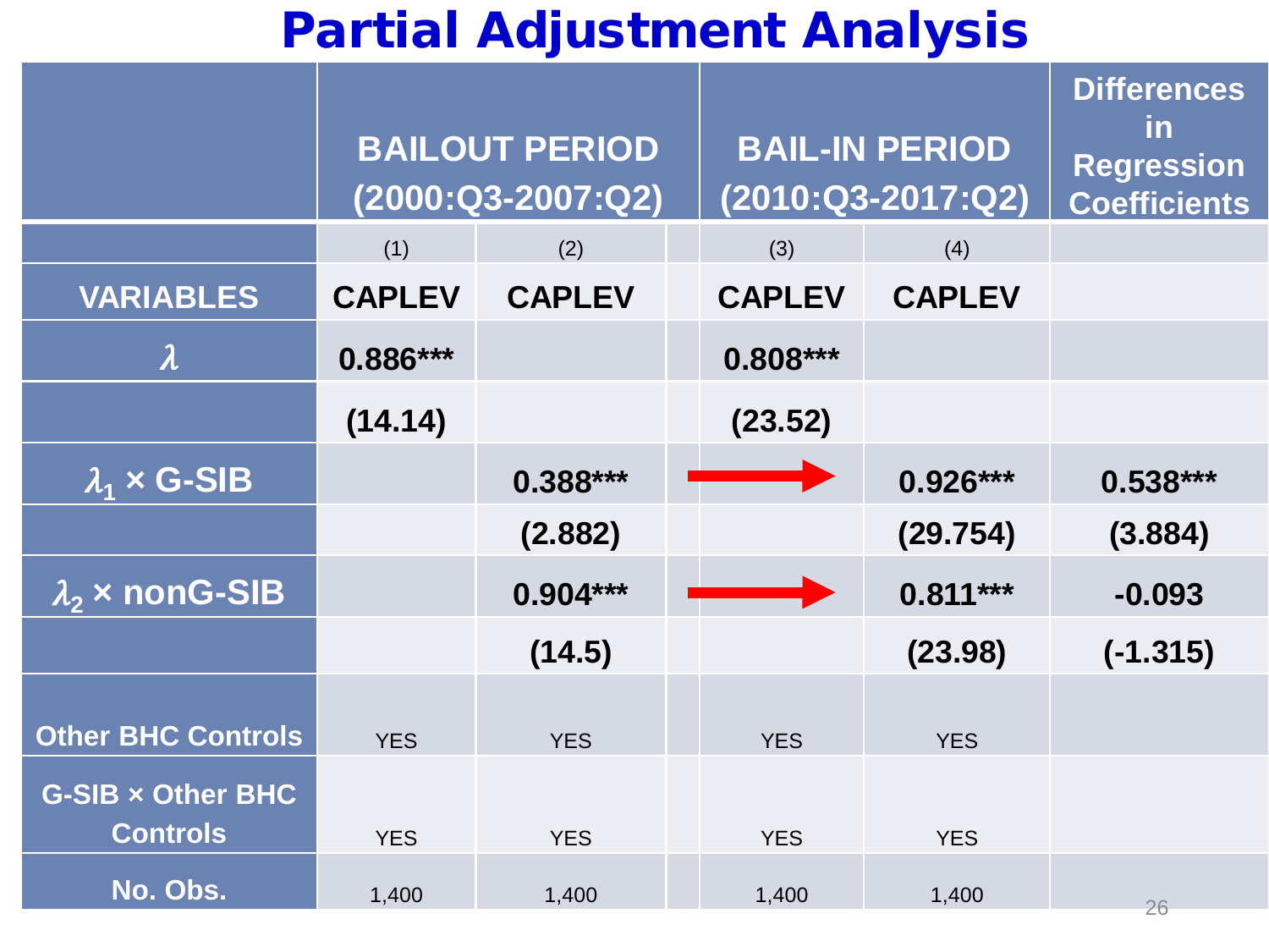# Partial Adjustment Analysis

| | BAILOUT PERIOD (2000:Q3-2007:Q2) | | | BAIL-IN PERIOD (2010:Q3-2017:Q2) | | Differences in Regression Coefficients |
|---|---|---|---|---|---|---|
| | (1) | (2) | | (3) | (4) | |
| **VARIABLES** | **CAPLEV** | **CAPLEV** | | **CAPLEV** | **CAPLEV** | |
| $\lambda$ | **0.886*** ** | | | **0.808*** ** | | |
| | **(14.14)** | | | **(23.52)** | | |
| $\lambda_1$ × G-SIB | | **0.388*** ** | → | | **0.926*** ** | **0.538*** ** |
| | | **(2.882)** | | | **(29.754)** | **(3.884)** |
| $\lambda_2$ × nonG-SIB | | **0.904*** ** | → | | **0.811*** ** | **-0.093** |
| | | **(14.5)** | | | **(23.98)** | **(-1.315)** |
| Other BHC Controls | YES | YES | | YES | YES | |
| G-SIB × Other BHC Controls | YES | YES | | YES | YES | |
| No. Obs. | 1,400 | 1,400 | | 1,400 | 1,400 | |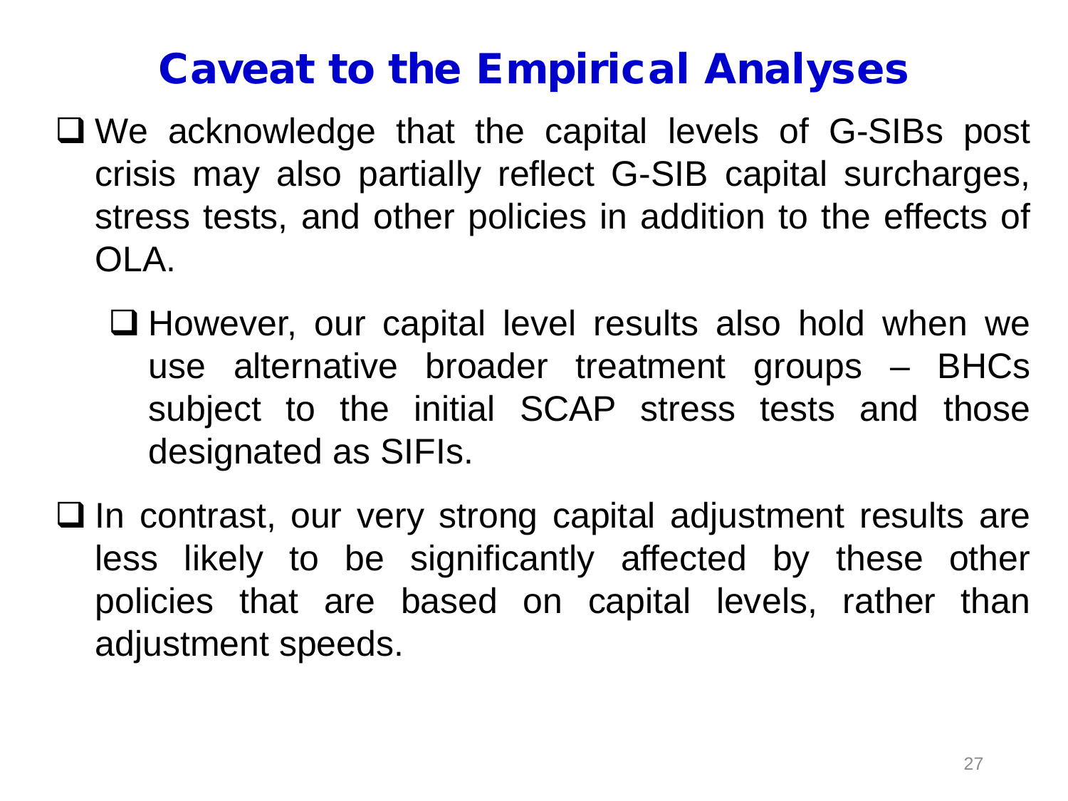# Caveat to the Empirical Analyses

- We acknowledge that the capital levels of G-SIBs post crisis may also partially reflect G-SIB capital surcharges, stress tests, and other policies in addition to the effects of OLA.
  - However, our capital level results also hold when we use alternative broader treatment groups – BHCs subject to the initial SCAP stress tests and those designated as SIFIs.
- In contrast, our very strong capital adjustment results are less likely to be significantly affected by these other policies that are based on capital levels, rather than adjustment speeds.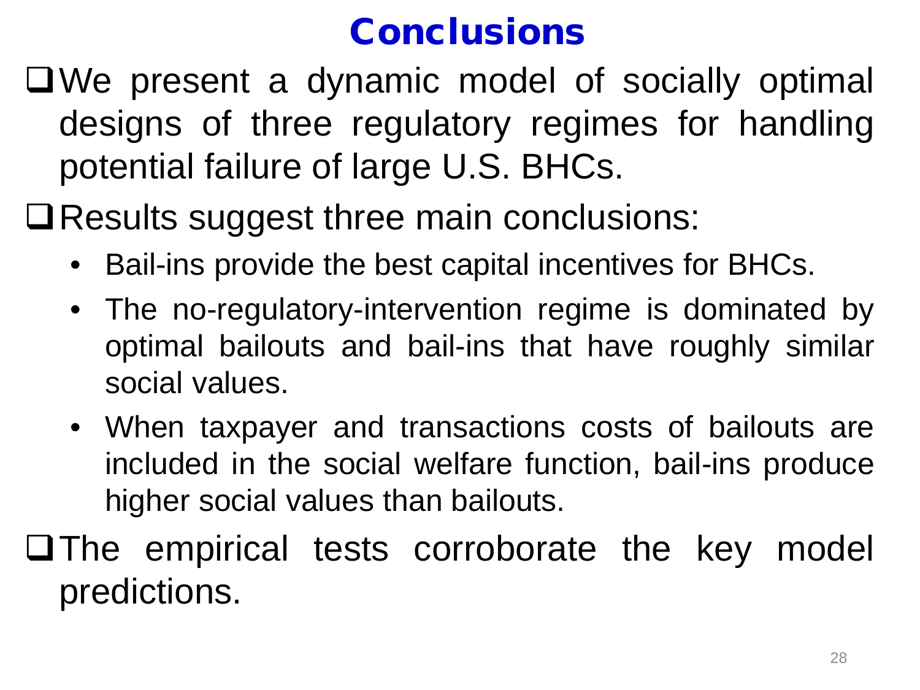# Conclusions

- We present a dynamic model of socially optimal designs of three regulatory regimes for handling potential failure of large U.S. BHCs.
- Results suggest three main conclusions:
  - Bail-ins provide the best capital incentives for BHCs.
  - The no-regulatory-intervention regime is dominated by optimal bailouts and bail-ins that have roughly similar social values.
  - When taxpayer and transactions costs of bailouts are included in the social welfare function, bail-ins produce higher social values than bailouts.
- The empirical tests corroborate the key model predictions.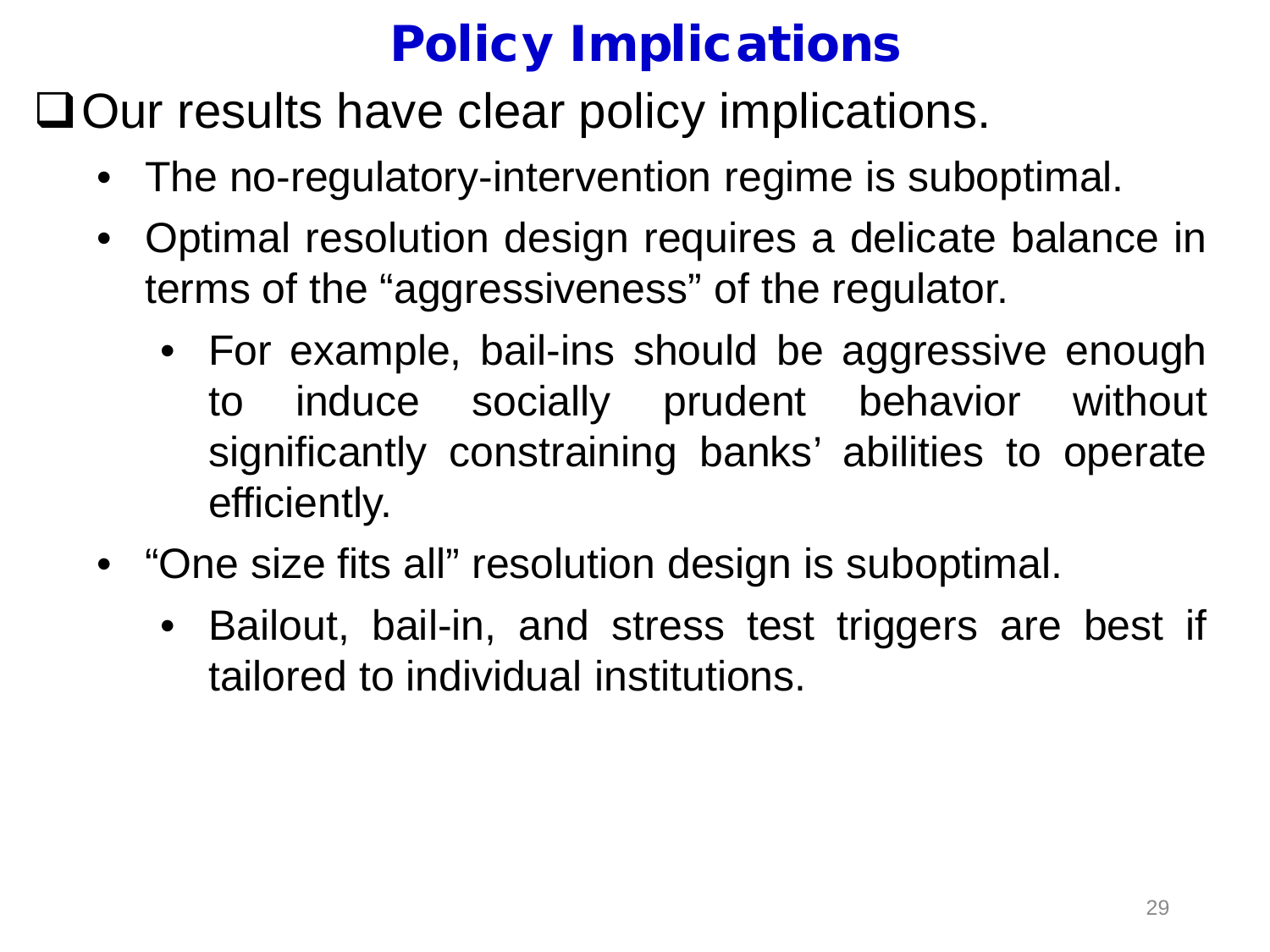# Policy Implications

- Our results have clear policy implications.
  - The no-regulatory-intervention regime is suboptimal.
  - Optimal resolution design requires a delicate balance in terms of the “aggressiveness” of the regulator.
    - For example, bail-ins should be aggressive enough to induce socially prudent behavior without significantly constraining banks’ abilities to operate efficiently.
  - “One size fits all” resolution design is suboptimal.
    - Bailout, bail-in, and stress test triggers are best if tailored to individual institutions.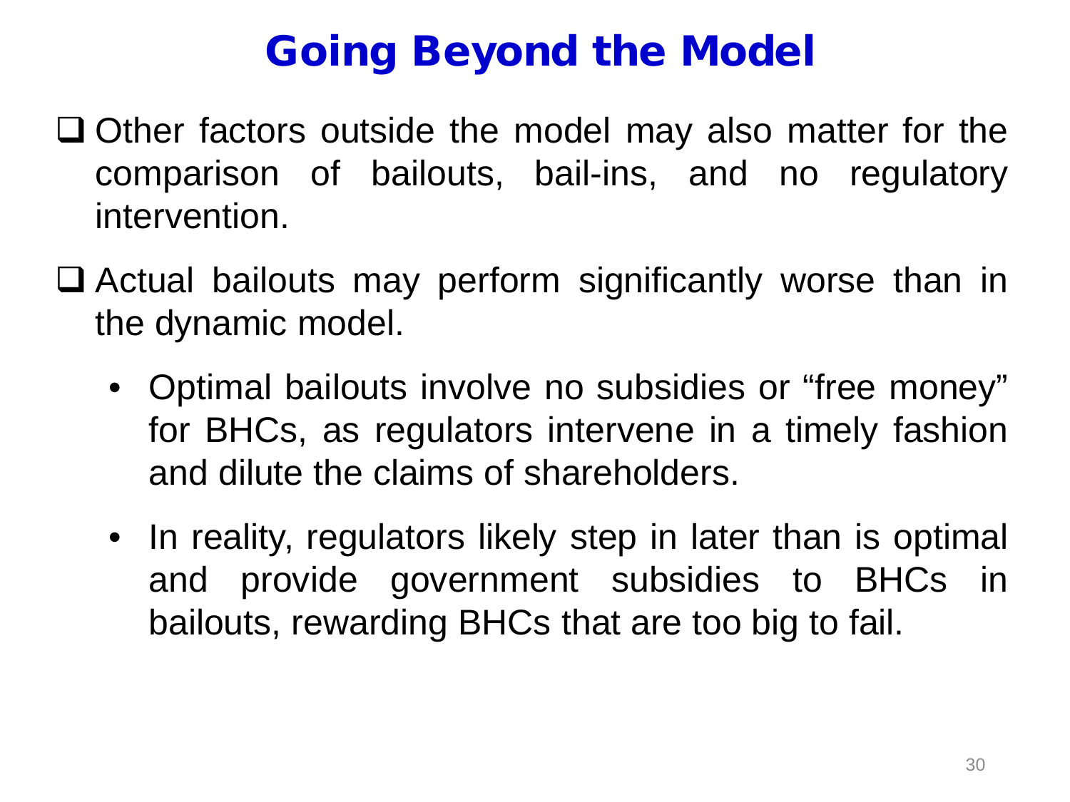# Going Beyond the Model

- Other factors outside the model may also matter for the comparison of bailouts, bail-ins, and no regulatory intervention.

- Actual bailouts may perform significantly worse than in the dynamic model.

  - Optimal bailouts involve no subsidies or "free money" for BHCs, as regulators intervene in a timely fashion and dilute the claims of shareholders.

  - In reality, regulators likely step in later than is optimal and provide government subsidies to BHCs in bailouts, rewarding BHCs that are too big to fail.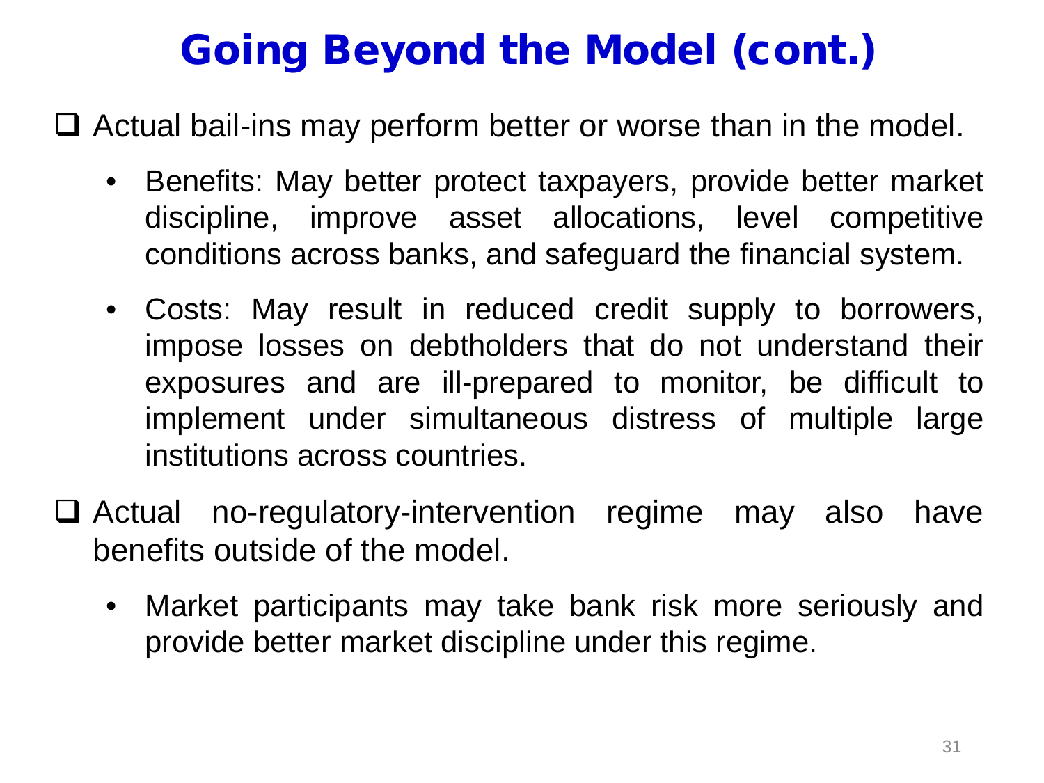# Going Beyond the Model (cont.)

- Actual bail-ins may perform better or worse than in the model.
  - Benefits: May better protect taxpayers, provide better market discipline, improve asset allocations, level competitive conditions across banks, and safeguard the financial system.
  - Costs: May result in reduced credit supply to borrowers, impose losses on debtholders that do not understand their exposures and are ill-prepared to monitor, be difficult to implement under simultaneous distress of multiple large institutions across countries.
- Actual no-regulatory-intervention regime may also have benefits outside of the model.
  - Market participants may take bank risk more seriously and provide better market discipline under this regime.